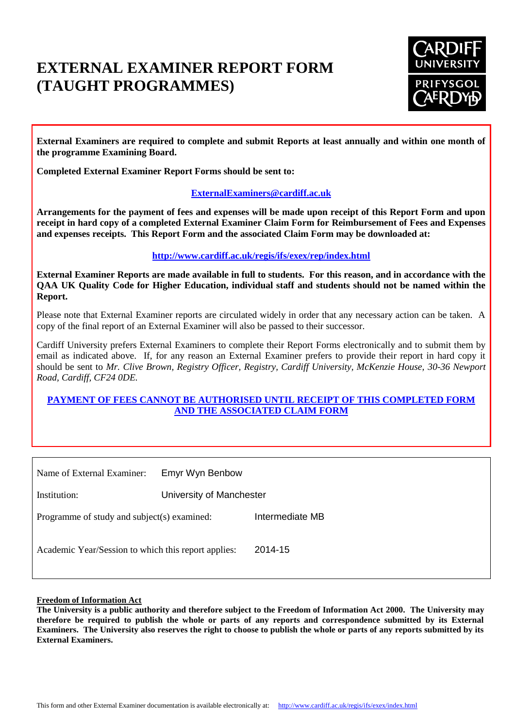# EXTERNAL EXAMINER REPORT FORM (TAUGHT PROGRAMMES)

CARDIFF UNIVERSITY PRIFYSGOL CAERDYDD

**External Examiners are required to complete and submit Reports at least annually and within one month of the programme Examining Board.**

**Completed External Examiner Report Forms should be sent to:**

**ExternalExaminers@cardiff.ac.uk**

**Arrangements for the payment of fees and expenses will be made upon receipt of this Report Form and upon receipt in hard copy of a completed External Examiner Claim Form for Reimbursement of Fees and Expenses and expenses receipts. This Report Form and the associated Claim Form may be downloaded at:**

**http://www.cardiff.ac.uk/regis/ifs/exex/rep/index.html**

**External Examiner Reports are made available in full to students. For this reason, and in accordance with the QAA UK Quality Code for Higher Education, individual staff and students should not be named within the Report.**

Please note that External Examiner reports are circulated widely in order that any necessary action can be taken. A copy of the final report of an External Examiner will also be passed to their successor.

Cardiff University prefers External Examiners to complete their Report Forms electronically and to submit them by email as indicated above. If, for any reason an External Examiner prefers to provide their report in hard copy it should be sent to *Mr. Clive Brown, Registry Officer, Registry, Cardiff University, McKenzie House, 30-36 Newport Road, Cardiff, CF24 0DE.*

**PAYMENT OF FEES CANNOT BE AUTHORISED UNTIL RECEIPT OF THIS COMPLETED FORM AND THE ASSOCIATED CLAIM FORM**

Name of External Examiner: Emyr Wyn Benbow

Institution: University of Manchester

Programme of study and subject(s) examined: Intermediate MB

Academic Year/Session to which this report applies: 2014-15

**Freedom of Information Act**

**The University is a public authority and therefore subject to the Freedom of Information Act 2000. The University may therefore be required to publish the whole or parts of any reports and correspondence submitted by its External Examiners. The University also reserves the right to choose to publish the whole or parts of any reports submitted by its External Examiners.**

This form and other External Examiner documentation is available electronically at: http://www.cardiff.ac.uk/regis/ifs/exex/index.html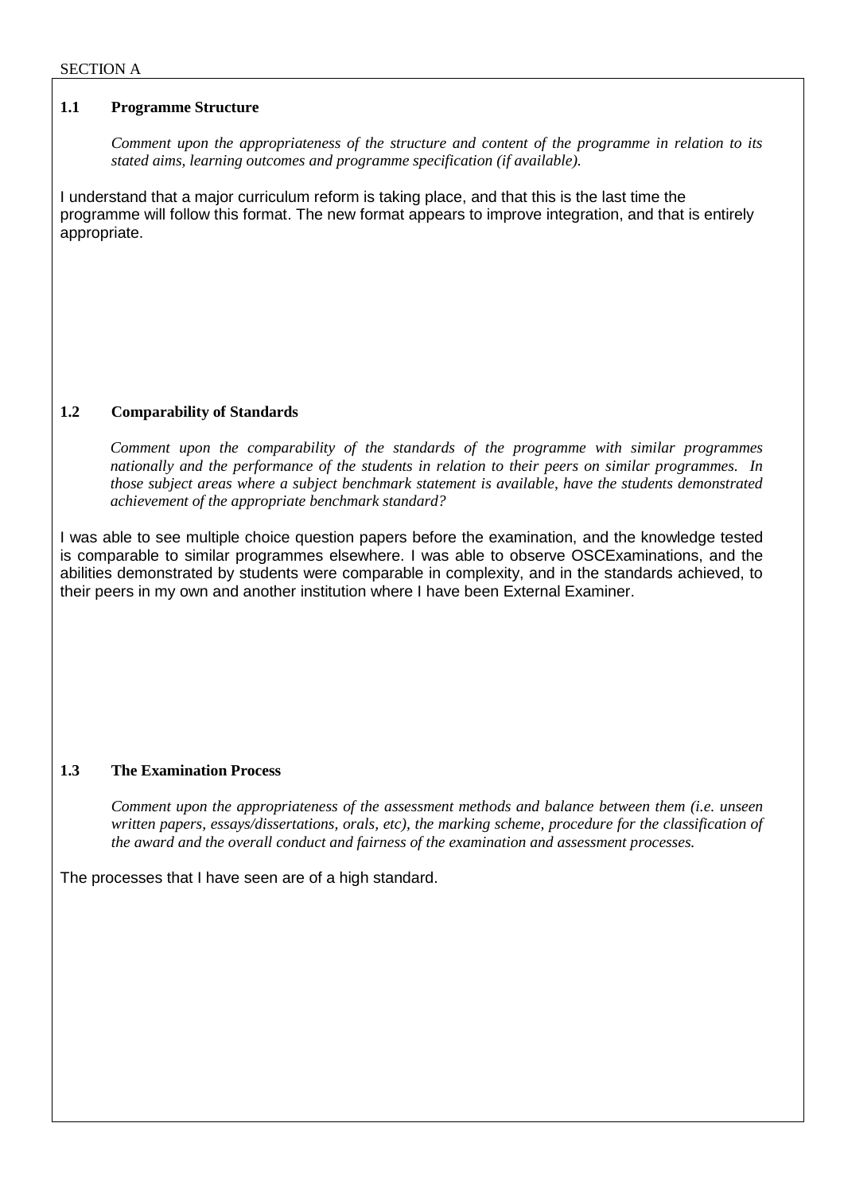SECTION A

### 1.1 Programme Structure

*Comment upon the appropriateness of the structure and content of the programme in relation to its stated aims, learning outcomes and programme specification (if available).*

I understand that a major curriculum reform is taking place, and that this is the last time the programme will follow this format. The new format appears to improve integration, and that is entirely appropriate.

### 1.2 Comparability of Standards

*Comment upon the comparability of the standards of the programme with similar programmes nationally and the performance of the students in relation to their peers on similar programmes. In those subject areas where a subject benchmark statement is available, have the students demonstrated achievement of the appropriate benchmark standard?*

I was able to see multiple choice question papers before the examination, and the knowledge tested is comparable to similar programmes elsewhere. I was able to observe OSCExaminations, and the abilities demonstrated by students were comparable in complexity, and in the standards achieved, to their peers in my own and another institution where I have been External Examiner.

### 1.3 The Examination Process

*Comment upon the appropriateness of the assessment methods and balance between them (i.e. unseen written papers, essays/dissertations, orals, etc), the marking scheme, procedure for the classification of the award and the overall conduct and fairness of the examination and assessment processes.*

The processes that I have seen are of a high standard.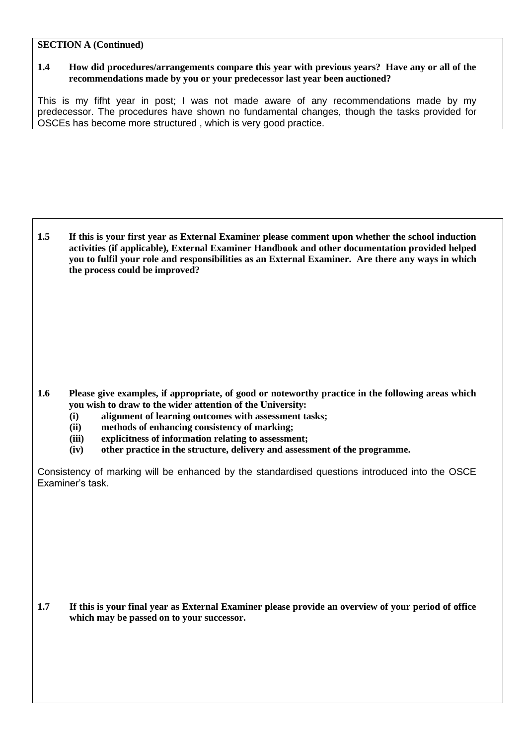**SECTION A (Continued)**

**1.4 How did procedures/arrangements compare this year with previous years? Have any or all of the recommendations made by you or your predecessor last year been auctioned?**

This is my fifht year in post; I was not made aware of any recommendations made by my predecessor. The procedures have shown no fundamental changes, though the tasks provided for OSCEs has become more structured , which is very good practice.

**1.5 If this is your first year as External Examiner please comment upon whether the school induction activities (if applicable), External Examiner Handbook and other documentation provided helped you to fulfil your role and responsibilities as an External Examiner. Are there any ways in which the process could be improved?**

**1.6 Please give examples, if appropriate, of good or noteworthy practice in the following areas which you wish to draw to the wider attention of the University:**

**(i) alignment of learning outcomes with assessment tasks;**
**(ii) methods of enhancing consistency of marking;**
**(iii) explicitness of information relating to assessment;**
**(iv) other practice in the structure, delivery and assessment of the programme.**

Consistency of marking will be enhanced by the standardised questions introduced into the OSCE Examiner's task.

**1.7 If this is your final year as External Examiner please provide an overview of your period of office which may be passed on to your successor.**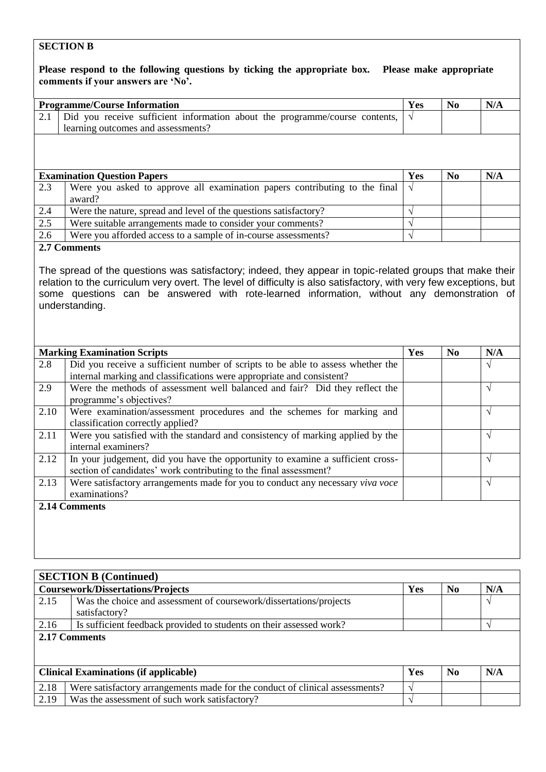## SECTION B

**Please respond to the following questions by ticking the appropriate box. Please make appropriate comments if your answers are 'No'.**

| | **Programme/Course Information** | **Yes** | **No** | **N/A** |
|---|---|---|---|---|
| 2.1 | Did you receive sufficient information about the programme/course contents, learning outcomes and assessments? | √ | | |

| | **Examination Question Papers** | **Yes** | **No** | **N/A** |
|---|---|---|---|---|
| 2.3 | Were you asked to approve all examination papers contributing to the final award? | √ | | |
| 2.4 | Were the nature, spread and level of the questions satisfactory? | √ | | |
| 2.5 | Were suitable arrangements made to consider your comments? | √ | | |
| 2.6 | Were you afforded access to a sample of in-course assessments? | √ | | |

**2.7 Comments**

The spread of the questions was satisfactory; indeed, they appear in topic-related groups that make their relation to the curriculum very overt. The level of difficulty is also satisfactory, with very few exceptions, but some questions can be answered with rote-learned information, without any demonstration of understanding.

| | **Marking Examination Scripts** | **Yes** | **No** | **N/A** |
|---|---|---|---|---|
| 2.8 | Did you receive a sufficient number of scripts to be able to assess whether the internal marking and classifications were appropriate and consistent? | | | √ |
| 2.9 | Were the methods of assessment well balanced and fair? Did they reflect the programme's objectives? | | | √ |
| 2.10 | Were examination/assessment procedures and the schemes for marking and classification correctly applied? | | | √ |
| 2.11 | Were you satisfied with the standard and consistency of marking applied by the internal examiners? | | | √ |
| 2.12 | In your judgement, did you have the opportunity to examine a sufficient cross-section of candidates' work contributing to the final assessment? | | | √ |
| 2.13 | Were satisfactory arrangements made for you to conduct any necessary *viva voce* examinations? | | | √ |

**2.14 Comments**

## SECTION B (Continued)

| | **Coursework/Dissertations/Projects** | **Yes** | **No** | **N/A** |
|---|---|---|---|---|
| 2.15 | Was the choice and assessment of coursework/dissertations/projects satisfactory? | | | √ |
| 2.16 | Is sufficient feedback provided to students on their assessed work? | | | √ |

**2.17 Comments**

| | **Clinical Examinations (if applicable)** | **Yes** | **No** | **N/A** |
|---|---|---|---|---|
| 2.18 | Were satisfactory arrangements made for the conduct of clinical assessments? | √ | | |
| 2.19 | Was the assessment of such work satisfactory? | √ | | |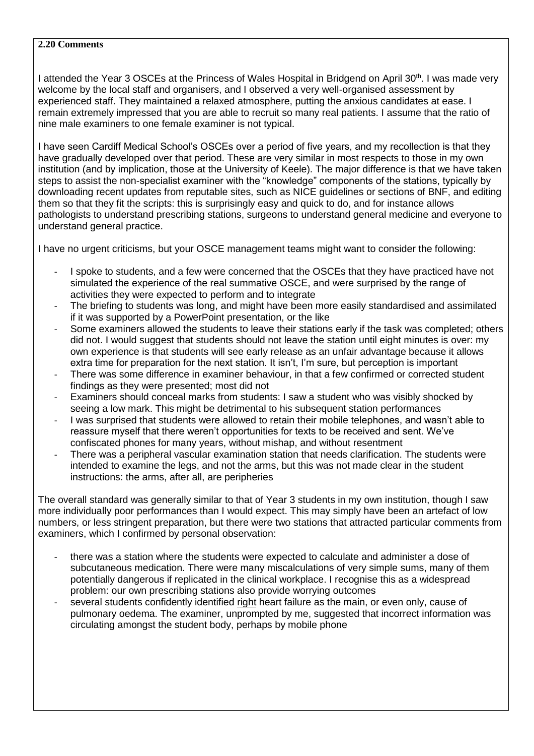**2.20 Comments**

I attended the Year 3 OSCEs at the Princess of Wales Hospital in Bridgend on April 30th. I was made very welcome by the local staff and organisers, and I observed a very well-organised assessment by experienced staff. They maintained a relaxed atmosphere, putting the anxious candidates at ease. I remain extremely impressed that you are able to recruit so many real patients. I assume that the ratio of nine male examiners to one female examiner is not typical.

I have seen Cardiff Medical School's OSCEs over a period of five years, and my recollection is that they have gradually developed over that period. These are very similar in most respects to those in my own institution (and by implication, those at the University of Keele). The major difference is that we have taken steps to assist the non-specialist examiner with the "knowledge" components of the stations, typically by downloading recent updates from reputable sites, such as NICE guidelines or sections of BNF, and editing them so that they fit the scripts: this is surprisingly easy and quick to do, and for instance allows pathologists to understand prescribing stations, surgeons to understand general medicine and everyone to understand general practice.

I have no urgent criticisms, but your OSCE management teams might want to consider the following:

- I spoke to students, and a few were concerned that the OSCEs that they have practiced have not simulated the experience of the real summative OSCE, and were surprised by the range of activities they were expected to perform and to integrate
- The briefing to students was long, and might have been more easily standardised and assimilated if it was supported by a PowerPoint presentation, or the like
- Some examiners allowed the students to leave their stations early if the task was completed; others did not. I would suggest that students should not leave the station until eight minutes is over: my own experience is that students will see early release as an unfair advantage because it allows extra time for preparation for the next station. It isn't, I'm sure, but perception is important
- There was some difference in examiner behaviour, in that a few confirmed or corrected student findings as they were presented; most did not
- Examiners should conceal marks from students: I saw a student who was visibly shocked by seeing a low mark. This might be detrimental to his subsequent station performances
- I was surprised that students were allowed to retain their mobile telephones, and wasn't able to reassure myself that there weren't opportunities for texts to be received and sent. We've confiscated phones for many years, without mishap, and without resentment
- There was a peripheral vascular examination station that needs clarification. The students were intended to examine the legs, and not the arms, but this was not made clear in the student instructions: the arms, after all, are peripheries

The overall standard was generally similar to that of Year 3 students in my own institution, though I saw more individually poor performances than I would expect. This may simply have been an artefact of low numbers, or less stringent preparation, but there were two stations that attracted particular comments from examiners, which I confirmed by personal observation:

- there was a station where the students were expected to calculate and administer a dose of subcutaneous medication. There were many miscalculations of very simple sums, many of them potentially dangerous if replicated in the clinical workplace. I recognise this as a widespread problem: our own prescribing stations also provide worrying outcomes
- several students confidently identified <u>right</u> heart failure as the main, or even only, cause of pulmonary oedema. The examiner, unprompted by me, suggested that incorrect information was circulating amongst the student body, perhaps by mobile phone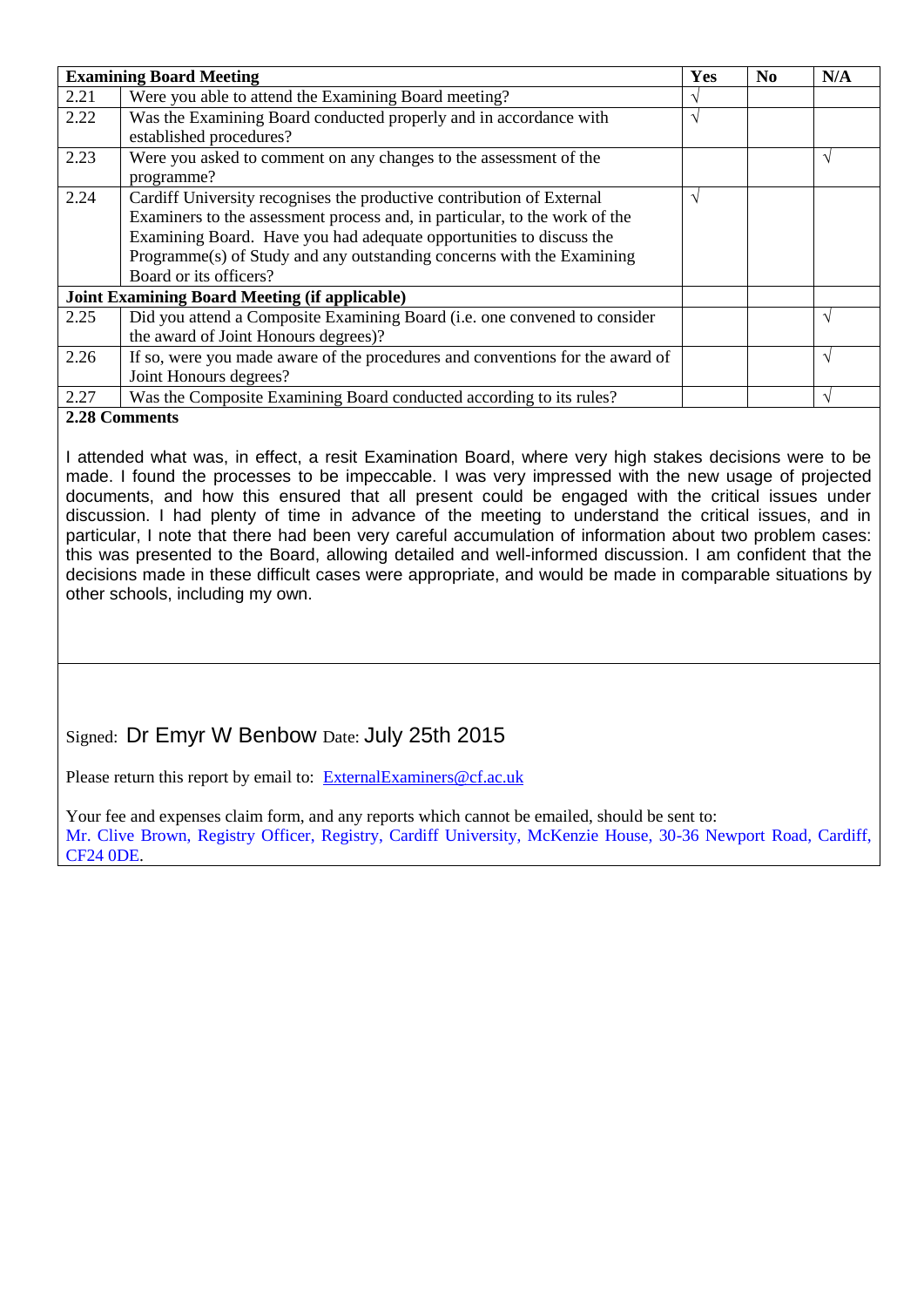| Examining Board Meeting | | Yes | No | N/A |
|---|---|---|---|---|
| 2.21 | Were you able to attend the Examining Board meeting? | √ | | |
| 2.22 | Was the Examining Board conducted properly and in accordance with established procedures? | √ | | |
| 2.23 | Were you asked to comment on any changes to the assessment of the programme? | | | √ |
| 2.24 | Cardiff University recognises the productive contribution of External Examiners to the assessment process and, in particular, to the work of the Examining Board. Have you had adequate opportunities to discuss the Programme(s) of Study and any outstanding concerns with the Examining Board or its officers? | √ | | |
| **Joint Examining Board Meeting (if applicable)** | | | | |
| 2.25 | Did you attend a Composite Examining Board (i.e. one convened to consider the award of Joint Honours degrees)? | | | √ |
| 2.26 | If so, were you made aware of the procedures and conventions for the award of Joint Honours degrees? | | | √ |
| 2.27 | Was the Composite Examining Board conducted according to its rules? | | | √ |

**2.28 Comments**

I attended what was, in effect, a resit Examination Board, where very high stakes decisions were to be made. I found the processes to be impeccable. I was very impressed with the new usage of projected documents, and how this ensured that all present could be engaged with the critical issues under discussion. I had plenty of time in advance of the meeting to understand the critical issues, and in particular, I note that there had been very careful accumulation of information about two problem cases: this was presented to the Board, allowing detailed and well-informed discussion. I am confident that the decisions made in these difficult cases were appropriate, and would be made in comparable situations by other schools, including my own.

Signed: Dr Emyr W Benbow Date: July 25th 2015

Please return this report by email to: ExternalExaminers@cf.ac.uk

Your fee and expenses claim form, and any reports which cannot be emailed, should be sent to:
Mr. Clive Brown, Registry Officer, Registry, Cardiff University, McKenzie House, 30-36 Newport Road, Cardiff, CF24 0DE.